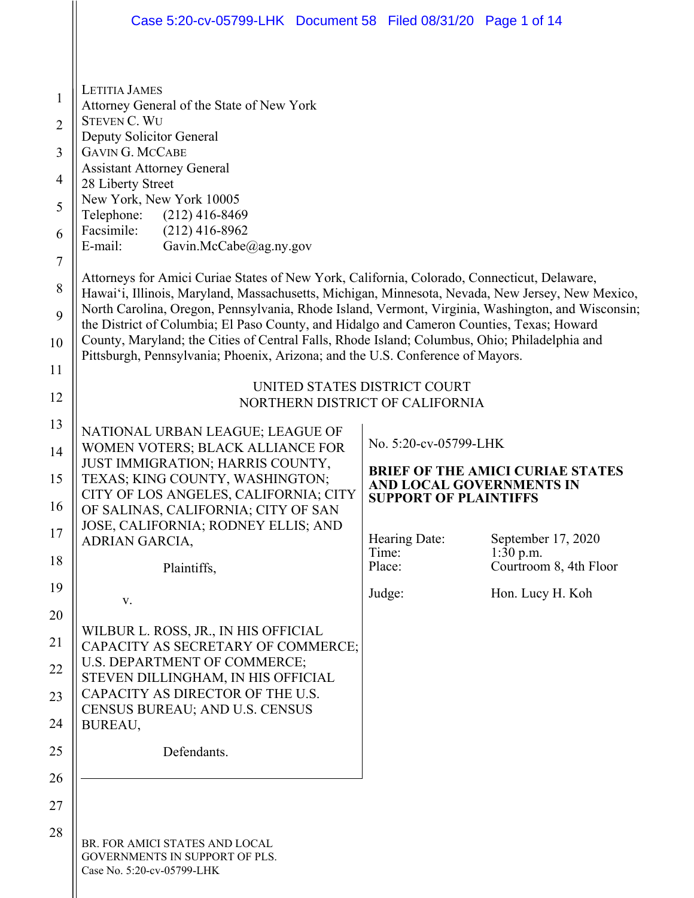LETITIA JAMES
Attorney General of the State of New York
STEVEN C. WU
Deputy Solicitor General
GAVIN G. MCCABE
Assistant Attorney General
28 Liberty Street
New York, New York 10005
Telephone: (212) 416-8469
Facsimile: (212) 416-8962
E-mail: Gavin.McCabe@ag.ny.gov

Attorneys for Amici Curiae States of New York, California, Colorado, Connecticut, Delaware, Hawaiʻi, Illinois, Maryland, Massachusetts, Michigan, Minnesota, Nevada, New Jersey, New Mexico, North Carolina, Oregon, Pennsylvania, Rhode Island, Vermont, Virginia, Washington, and Wisconsin; the District of Columbia; El Paso County, and Hidalgo and Cameron Counties, Texas; Howard County, Maryland; the Cities of Central Falls, Rhode Island; Columbus, Ohio; Philadelphia and Pittsburgh, Pennsylvania; Phoenix, Arizona; and the U.S. Conference of Mayors.

UNITED STATES DISTRICT COURT
NORTHERN DISTRICT OF CALIFORNIA

NATIONAL URBAN LEAGUE; LEAGUE OF WOMEN VOTERS; BLACK ALLIANCE FOR JUST IMMIGRATION; HARRIS COUNTY, TEXAS; KING COUNTY, WASHINGTON; CITY OF LOS ANGELES, CALIFORNIA; CITY OF SALINAS, CALIFORNIA; CITY OF SAN JOSE, CALIFORNIA; RODNEY ELLIS; AND ADRIAN GARCIA,

Plaintiffs,

v.

WILBUR L. ROSS, JR., IN HIS OFFICIAL CAPACITY AS SECRETARY OF COMMERCE; U.S. DEPARTMENT OF COMMERCE; STEVEN DILLINGHAM, IN HIS OFFICIAL CAPACITY AS DIRECTOR OF THE U.S. CENSUS BUREAU; AND U.S. CENSUS BUREAU,

Defendants.

No. 5:20-cv-05799-LHK

**BRIEF OF THE AMICI CURIAE STATES AND LOCAL GOVERNMENTS IN SUPPORT OF PLAINTIFFS**

Hearing Date: September 17, 2020
Time: 1:30 p.m.
Place: Courtroom 8, 4th Floor

Judge: Hon. Lucy H. Koh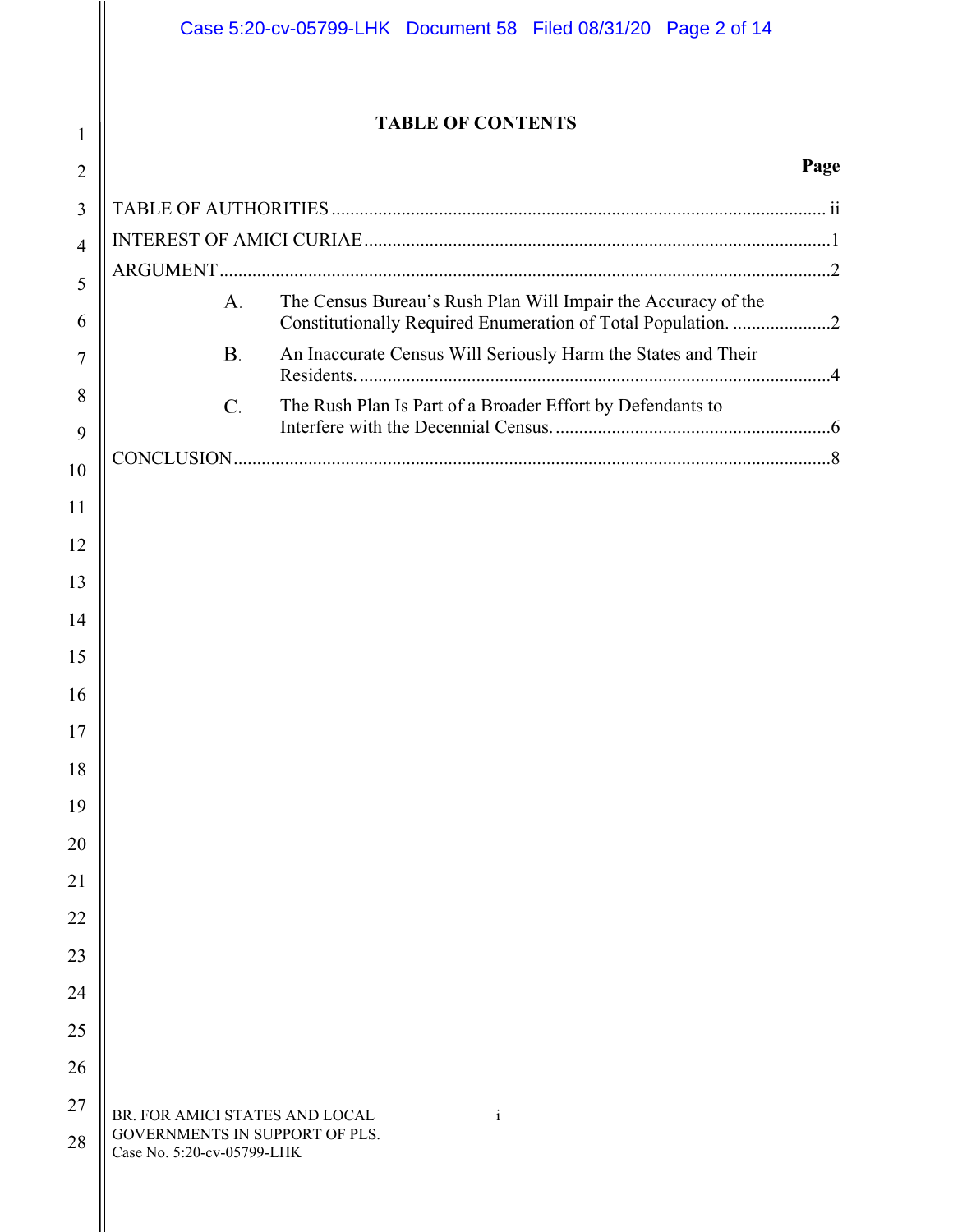## TABLE OF CONTENTS

| | Page |
|---|---|
| TABLE OF AUTHORITIES | ii |
| INTEREST OF AMICI CURIAE | 1 |
| ARGUMENT | 2 |
| A. The Census Bureau's Rush Plan Will Impair the Accuracy of the Constitutionally Required Enumeration of Total Population. | 2 |
| B. An Inaccurate Census Will Seriously Harm the States and Their Residents. | 4 |
| C. The Rush Plan Is Part of a Broader Effort by Defendants to Interfere with the Decennial Census. | 6 |
| CONCLUSION | 8 |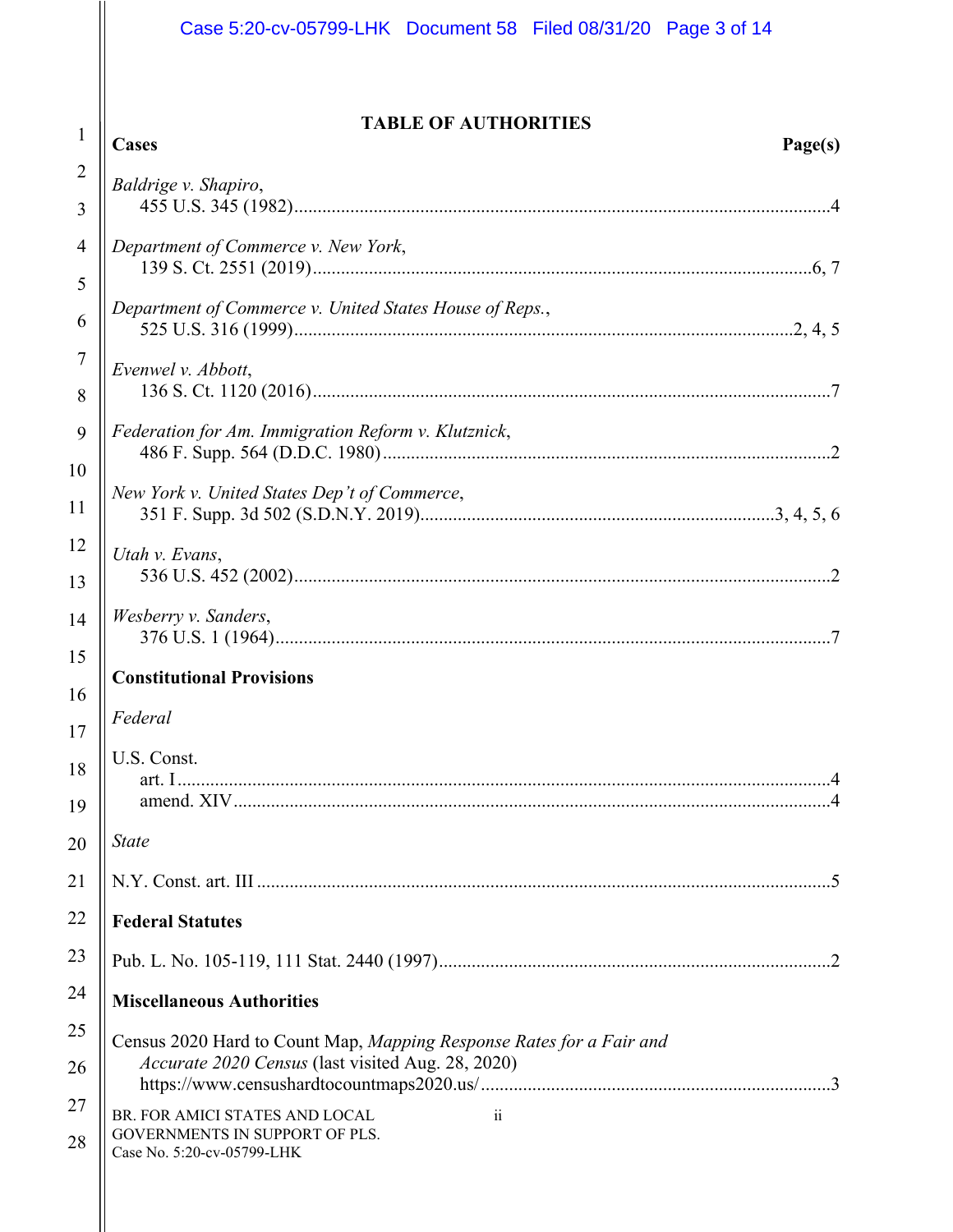## TABLE OF AUTHORITIES

**Cases** | **Page(s)**

*Baldrige v. Shapiro*,
455 U.S. 345 (1982) .....4

*Department of Commerce v. New York*,
139 S. Ct. 2551 (2019) .....6, 7

*Department of Commerce v. United States House of Reps.*,
525 U.S. 316 (1999) .....2, 4, 5

*Evenwel v. Abbott*,
136 S. Ct. 1120 (2016) .....7

*Federation for Am. Immigration Reform v. Klutznick*,
486 F. Supp. 564 (D.D.C. 1980) .....2

*New York v. United States Dep't of Commerce*,
351 F. Supp. 3d 502 (S.D.N.Y. 2019) .....3, 4, 5, 6

*Utah v. Evans*,
536 U.S. 452 (2002) .....2

*Wesberry v. Sanders*,
376 U.S. 1 (1964) .....7

**Constitutional Provisions**

*Federal*

U.S. Const.
art. I .....4
amend. XIV .....4

*State*

N.Y. Const. art. III .....5

**Federal Statutes**

Pub. L. No. 105-119, 111 Stat. 2440 (1997) .....2

**Miscellaneous Authorities**

Census 2020 Hard to Count Map, *Mapping Response Rates for a Fair and Accurate 2020 Census* (last visited Aug. 28, 2020) https://www.censushardtocountmaps2020.us/ .....3

BR. FOR AMICI STATES AND LOCAL GOVERNMENTS IN SUPPORT OF PLS.
Case No. 5:20-cv-05799-LHK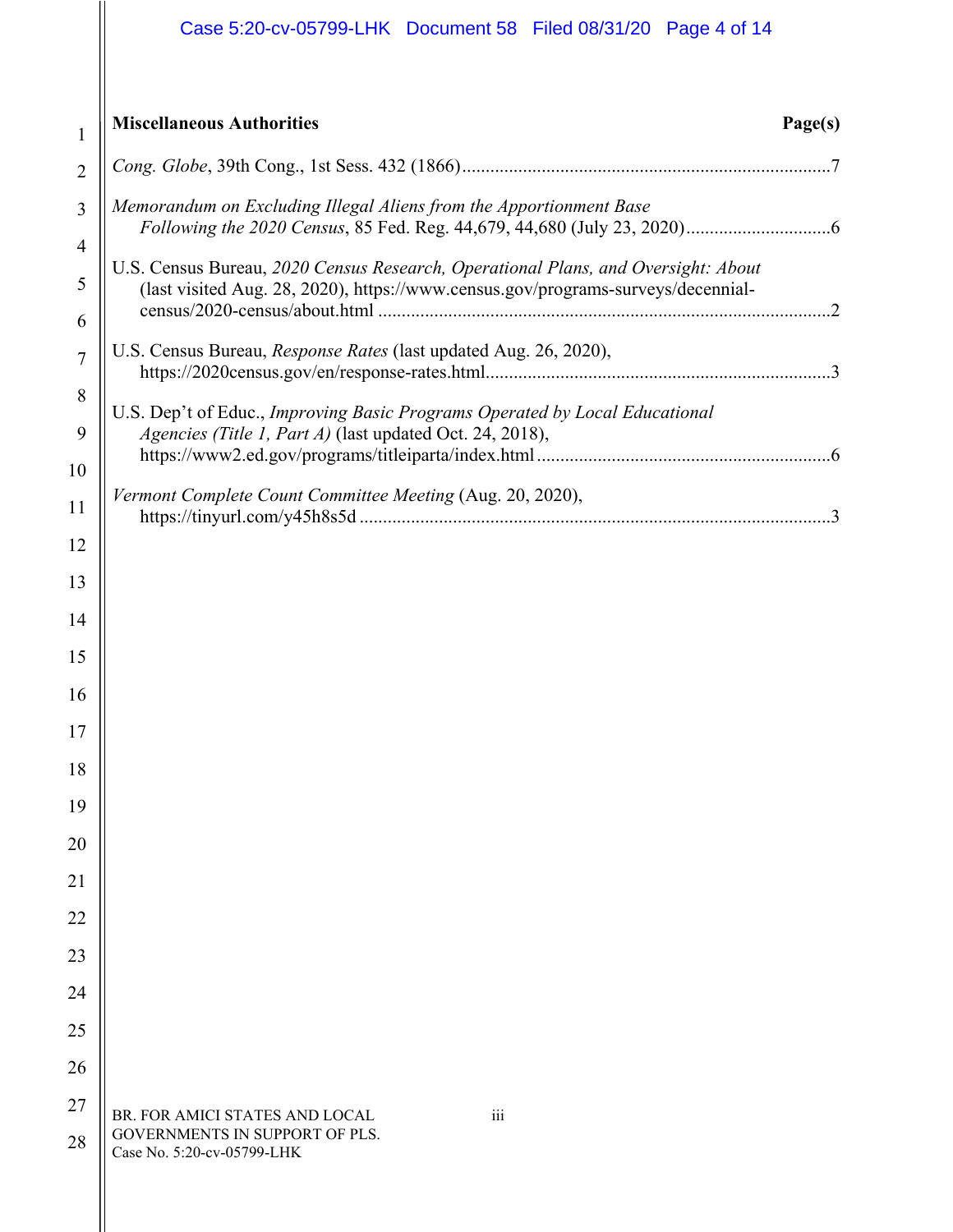| **Miscellaneous Authorities** | **Page(s)** |
| --- | --- |
| *Cong. Globe*, 39th Cong., 1st Sess. 432 (1866) | 7 |
| *Memorandum on Excluding Illegal Aliens from the Apportionment Base Following the 2020 Census*, 85 Fed. Reg. 44,679, 44,680 (July 23, 2020) | 6 |
| U.S. Census Bureau, *2020 Census Research, Operational Plans, and Oversight: About* (last visited Aug. 28, 2020), https://www.census.gov/programs-surveys/decennial-census/2020-census/about.html | 2 |
| U.S. Census Bureau, *Response Rates* (last updated Aug. 26, 2020), https://2020census.gov/en/response-rates.html | 3 |
| U.S. Dep't of Educ., *Improving Basic Programs Operated by Local Educational Agencies (Title 1, Part A)* (last updated Oct. 24, 2018), https://www2.ed.gov/programs/titleiparta/index.html | 6 |
| *Vermont Complete Count Committee Meeting* (Aug. 20, 2020), https://tinyurl.com/y45h8s5d | 3 |

BR. FOR AMICI STATES AND LOCAL GOVERNMENTS IN SUPPORT OF PLS.
Case No. 5:20-cv-05799-LHK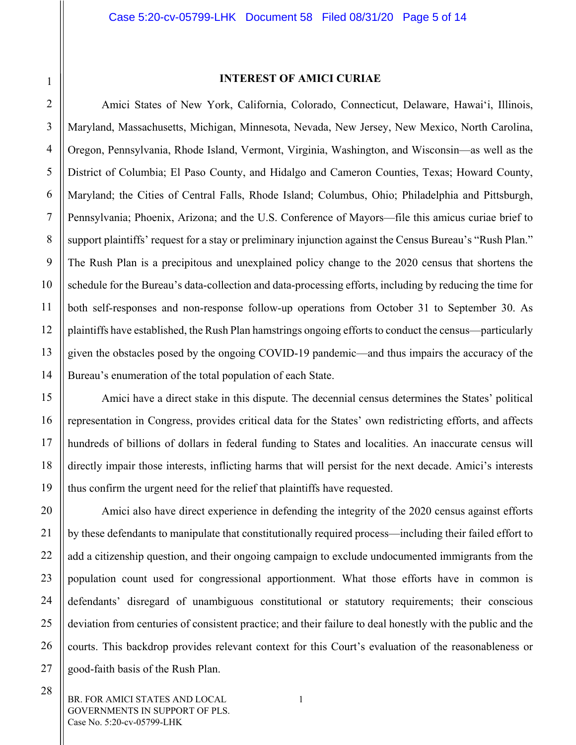## INTEREST OF AMICI CURIAE

Amici States of New York, California, Colorado, Connecticut, Delaware, Hawai'i, Illinois, Maryland, Massachusetts, Michigan, Minnesota, Nevada, New Jersey, New Mexico, North Carolina, Oregon, Pennsylvania, Rhode Island, Vermont, Virginia, Washington, and Wisconsin—as well as the District of Columbia; El Paso County, and Hidalgo and Cameron Counties, Texas; Howard County, Maryland; the Cities of Central Falls, Rhode Island; Columbus, Ohio; Philadelphia and Pittsburgh, Pennsylvania; Phoenix, Arizona; and the U.S. Conference of Mayors—file this amicus curiae brief to support plaintiffs' request for a stay or preliminary injunction against the Census Bureau's "Rush Plan." The Rush Plan is a precipitous and unexplained policy change to the 2020 census that shortens the schedule for the Bureau's data-collection and data-processing efforts, including by reducing the time for both self-responses and non-response follow-up operations from October 31 to September 30. As plaintiffs have established, the Rush Plan hamstrings ongoing efforts to conduct the census—particularly given the obstacles posed by the ongoing COVID-19 pandemic—and thus impairs the accuracy of the Bureau's enumeration of the total population of each State.

Amici have a direct stake in this dispute. The decennial census determines the States' political representation in Congress, provides critical data for the States' own redistricting efforts, and affects hundreds of billions of dollars in federal funding to States and localities. An inaccurate census will directly impair those interests, inflicting harms that will persist for the next decade. Amici's interests thus confirm the urgent need for the relief that plaintiffs have requested.

Amici also have direct experience in defending the integrity of the 2020 census against efforts by these defendants to manipulate that constitutionally required process—including their failed effort to add a citizenship question, and their ongoing campaign to exclude undocumented immigrants from the population count used for congressional apportionment. What those efforts have in common is defendants' disregard of unambiguous constitutional or statutory requirements; their conscious deviation from centuries of consistent practice; and their failure to deal honestly with the public and the courts. This backdrop provides relevant context for this Court's evaluation of the reasonableness or good-faith basis of the Rush Plan.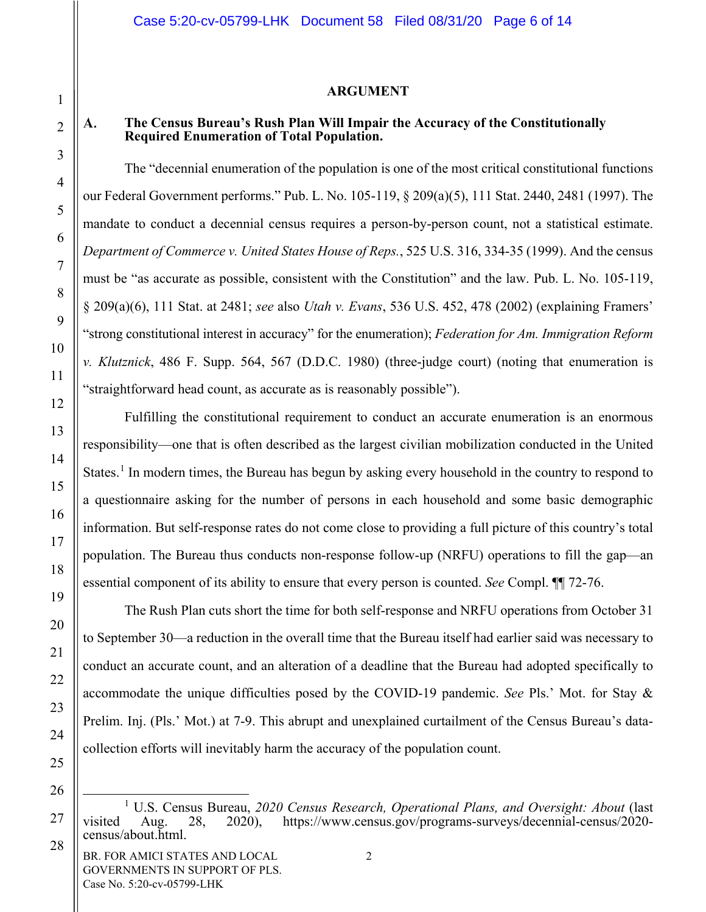## ARGUMENT

### A. The Census Bureau's Rush Plan Will Impair the Accuracy of the Constitutionally Required Enumeration of Total Population.

The "decennial enumeration of the population is one of the most critical constitutional functions our Federal Government performs." Pub. L. No. 105-119, § 209(a)(5), 111 Stat. 2440, 2481 (1997). The mandate to conduct a decennial census requires a person-by-person count, not a statistical estimate. *Department of Commerce v. United States House of Reps.*, 525 U.S. 316, 334-35 (1999). And the census must be "as accurate as possible, consistent with the Constitution" and the law. Pub. L. No. 105-119, § 209(a)(6), 111 Stat. at 2481; *see* also *Utah v. Evans*, 536 U.S. 452, 478 (2002) (explaining Framers' "strong constitutional interest in accuracy" for the enumeration); *Federation for Am. Immigration Reform v. Klutznick*, 486 F. Supp. 564, 567 (D.D.C. 1980) (three-judge court) (noting that enumeration is "straightforward head count, as accurate as is reasonably possible").

Fulfilling the constitutional requirement to conduct an accurate enumeration is an enormous responsibility—one that is often described as the largest civilian mobilization conducted in the United States.[1] In modern times, the Bureau has begun by asking every household in the country to respond to a questionnaire asking for the number of persons in each household and some basic demographic information. But self-response rates do not come close to providing a full picture of this country's total population. The Bureau thus conducts non-response follow-up (NRFU) operations to fill the gap—an essential component of its ability to ensure that every person is counted. *See* Compl. ¶¶ 72-76.

The Rush Plan cuts short the time for both self-response and NRFU operations from October 31 to September 30—a reduction in the overall time that the Bureau itself had earlier said was necessary to conduct an accurate count, and an alteration of a deadline that the Bureau had adopted specifically to accommodate the unique difficulties posed by the COVID-19 pandemic. *See* Pls.' Mot. for Stay & Prelim. Inj. (Pls.' Mot.) at 7-9. This abrupt and unexplained curtailment of the Census Bureau's data-collection efforts will inevitably harm the accuracy of the population count.

---

[1] U.S. Census Bureau, *2020 Census Research, Operational Plans, and Oversight: About* (last visited Aug. 28, 2020), https://www.census.gov/programs-surveys/decennial-census/2020-census/about.html.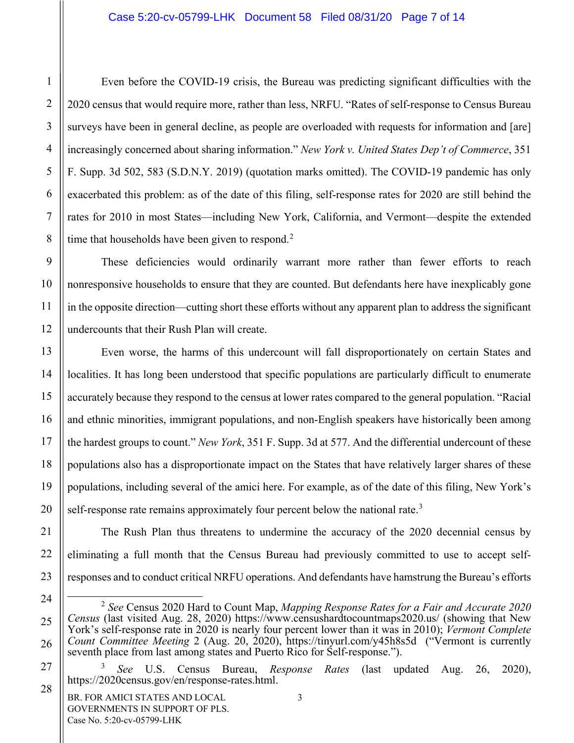Even before the COVID-19 crisis, the Bureau was predicting significant difficulties with the 2020 census that would require more, rather than less, NRFU. "Rates of self-response to Census Bureau surveys have been in general decline, as people are overloaded with requests for information and [are] increasingly concerned about sharing information." *New York v. United States Dep't of Commerce*, 351 F. Supp. 3d 502, 583 (S.D.N.Y. 2019) (quotation marks omitted). The COVID-19 pandemic has only exacerbated this problem: as of the date of this filing, self-response rates for 2020 are still behind the rates for 2010 in most States—including New York, California, and Vermont—despite the extended time that households have been given to respond.[2]

These deficiencies would ordinarily warrant more rather than fewer efforts to reach nonresponsive households to ensure that they are counted. But defendants here have inexplicably gone in the opposite direction—cutting short these efforts without any apparent plan to address the significant undercounts that their Rush Plan will create.

Even worse, the harms of this undercount will fall disproportionately on certain States and localities. It has long been understood that specific populations are particularly difficult to enumerate accurately because they respond to the census at lower rates compared to the general population. "Racial and ethnic minorities, immigrant populations, and non-English speakers have historically been among the hardest groups to count." *New York*, 351 F. Supp. 3d at 577. And the differential undercount of these populations also has a disproportionate impact on the States that have relatively larger shares of these populations, including several of the amici here. For example, as of the date of this filing, New York's self-response rate remains approximately four percent below the national rate.[3]

The Rush Plan thus threatens to undermine the accuracy of the 2020 decennial census by eliminating a full month that the Census Bureau had previously committed to use to accept self-responses and to conduct critical NRFU operations. And defendants have hamstrung the Bureau's efforts

---

[2] *See* Census 2020 Hard to Count Map, *Mapping Response Rates for a Fair and Accurate 2020 Census* (last visited Aug. 28, 2020) https://www.censushardtocountmaps2020.us/ (showing that New York's self-response rate in 2020 is nearly four percent lower than it was in 2010); *Vermont Complete Count Committee Meeting* 2 (Aug. 20, 2020), https://tinyurl.com/y45h8s5d ("Vermont is currently seventh place from last among states and Puerto Rico for Self-response.").

[3] *See* U.S. Census Bureau, *Response Rates* (last updated Aug. 26, 2020), https://2020census.gov/en/response-rates.html.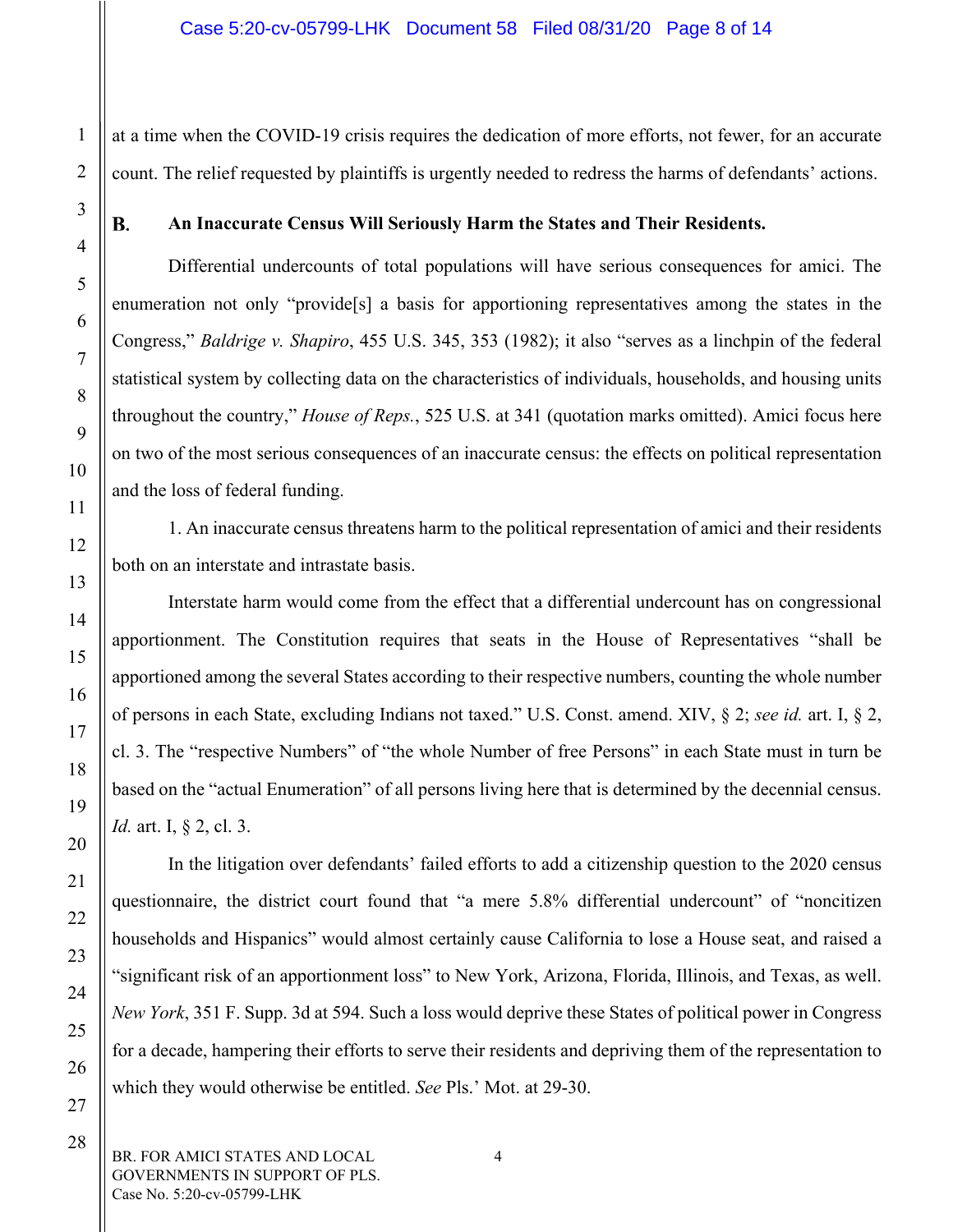at a time when the COVID-19 crisis requires the dedication of more efforts, not fewer, for an accurate count. The relief requested by plaintiffs is urgently needed to redress the harms of defendants' actions.

### B. An Inaccurate Census Will Seriously Harm the States and Their Residents.

Differential undercounts of total populations will have serious consequences for amici. The enumeration not only "provide[s] a basis for apportioning representatives among the states in the Congress," *Baldrige v. Shapiro*, 455 U.S. 345, 353 (1982); it also "serves as a linchpin of the federal statistical system by collecting data on the characteristics of individuals, households, and housing units throughout the country," *House of Reps.*, 525 U.S. at 341 (quotation marks omitted). Amici focus here on two of the most serious consequences of an inaccurate census: the effects on political representation and the loss of federal funding.

1. An inaccurate census threatens harm to the political representation of amici and their residents both on an interstate and intrastate basis.

Interstate harm would come from the effect that a differential undercount has on congressional apportionment. The Constitution requires that seats in the House of Representatives "shall be apportioned among the several States according to their respective numbers, counting the whole number of persons in each State, excluding Indians not taxed." U.S. Const. amend. XIV, § 2; *see id.* art. I, § 2, cl. 3. The "respective Numbers" of "the whole Number of free Persons" in each State must in turn be based on the "actual Enumeration" of all persons living here that is determined by the decennial census. *Id.* art. I, § 2, cl. 3.

In the litigation over defendants' failed efforts to add a citizenship question to the 2020 census questionnaire, the district court found that "a mere 5.8% differential undercount" of "noncitizen households and Hispanics" would almost certainly cause California to lose a House seat, and raised a "significant risk of an apportionment loss" to New York, Arizona, Florida, Illinois, and Texas, as well. *New York*, 351 F. Supp. 3d at 594. Such a loss would deprive these States of political power in Congress for a decade, hampering their efforts to serve their residents and depriving them of the representation to which they would otherwise be entitled. *See* Pls.' Mot. at 29-30.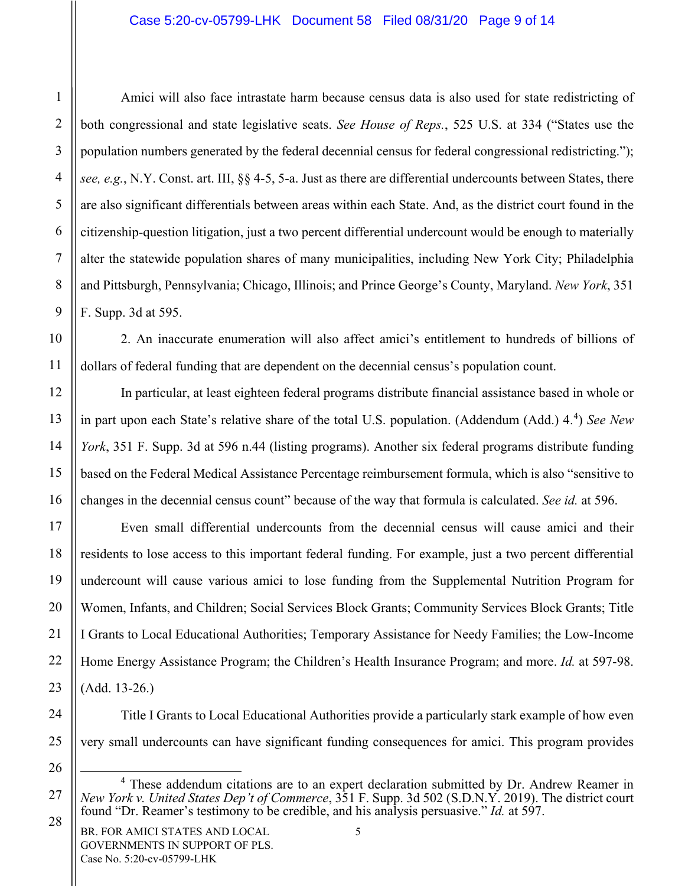Amici will also face intrastate harm because census data is also used for state redistricting of both congressional and state legislative seats. *See House of Reps.*, 525 U.S. at 334 ("States use the population numbers generated by the federal decennial census for federal congressional redistricting."); *see, e.g.*, N.Y. Const. art. III, §§ 4-5, 5-a. Just as there are differential undercounts between States, there are also significant differentials between areas within each State. And, as the district court found in the citizenship-question litigation, just a two percent differential undercount would be enough to materially alter the statewide population shares of many municipalities, including New York City; Philadelphia and Pittsburgh, Pennsylvania; Chicago, Illinois; and Prince George's County, Maryland. *New York*, 351 F. Supp. 3d at 595.

2. An inaccurate enumeration will also affect amici's entitlement to hundreds of billions of dollars of federal funding that are dependent on the decennial census's population count.

In particular, at least eighteen federal programs distribute financial assistance based in whole or in part upon each State's relative share of the total U.S. population. (Addendum (Add.) 4.[4]) *See New York*, 351 F. Supp. 3d at 596 n.44 (listing programs). Another six federal programs distribute funding based on the Federal Medical Assistance Percentage reimbursement formula, which is also "sensitive to changes in the decennial census count" because of the way that formula is calculated. *See id.* at 596.

Even small differential undercounts from the decennial census will cause amici and their residents to lose access to this important federal funding. For example, just a two percent differential undercount will cause various amici to lose funding from the Supplemental Nutrition Program for Women, Infants, and Children; Social Services Block Grants; Community Services Block Grants; Title I Grants to Local Educational Authorities; Temporary Assistance for Needy Families; the Low-Income Home Energy Assistance Program; the Children's Health Insurance Program; and more. *Id.* at 597-98. (Add. 13-26.)

Title I Grants to Local Educational Authorities provide a particularly stark example of how even very small undercounts can have significant funding consequences for amici. This program provides

[4] These addendum citations are to an expert declaration submitted by Dr. Andrew Reamer in *New York v. United States Dep't of Commerce*, 351 F. Supp. 3d 502 (S.D.N.Y. 2019). The district court found "Dr. Reamer's testimony to be credible, and his analysis persuasive." *Id.* at 597.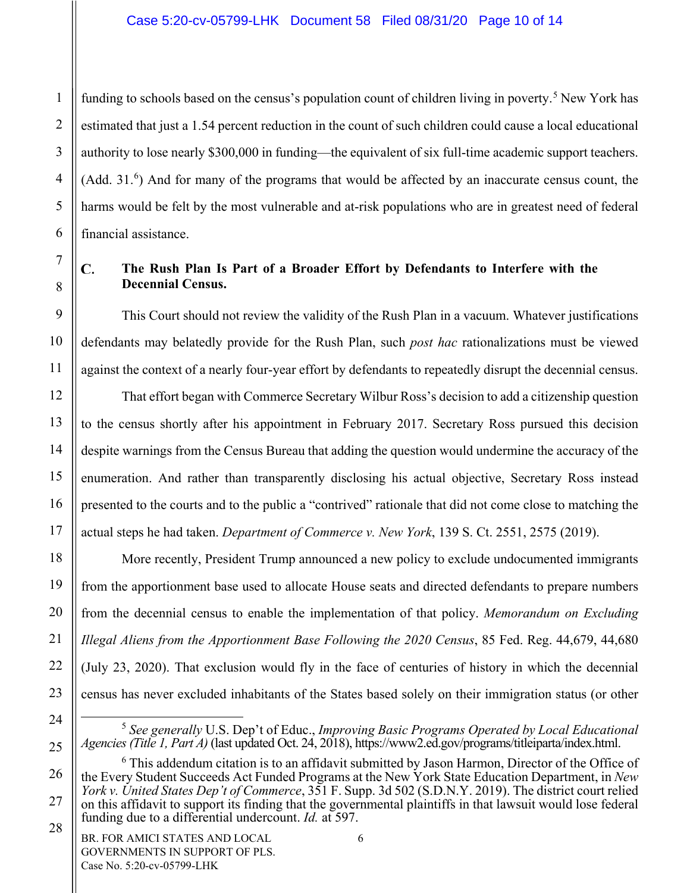funding to schools based on the census's population count of children living in poverty.[5] New York has estimated that just a 1.54 percent reduction in the count of such children could cause a local educational authority to lose nearly $300,000 in funding—the equivalent of six full-time academic support teachers. (Add. 31.[6]) And for many of the programs that would be affected by an inaccurate census count, the harms would be felt by the most vulnerable and at-risk populations who are in greatest need of federal financial assistance.

### C. The Rush Plan Is Part of a Broader Effort by Defendants to Interfere with the Decennial Census.

This Court should not review the validity of the Rush Plan in a vacuum. Whatever justifications defendants may belatedly provide for the Rush Plan, such *post hac* rationalizations must be viewed against the context of a nearly four-year effort by defendants to repeatedly disrupt the decennial census.

That effort began with Commerce Secretary Wilbur Ross's decision to add a citizenship question to the census shortly after his appointment in February 2017. Secretary Ross pursued this decision despite warnings from the Census Bureau that adding the question would undermine the accuracy of the enumeration. And rather than transparently disclosing his actual objective, Secretary Ross instead presented to the courts and to the public a "contrived" rationale that did not come close to matching the actual steps he had taken. *Department of Commerce v. New York*, 139 S. Ct. 2551, 2575 (2019).

More recently, President Trump announced a new policy to exclude undocumented immigrants from the apportionment base used to allocate House seats and directed defendants to prepare numbers from the decennial census to enable the implementation of that policy. *Memorandum on Excluding Illegal Aliens from the Apportionment Base Following the 2020 Census*, 85 Fed. Reg. 44,679, 44,680 (July 23, 2020). That exclusion would fly in the face of centuries of history in which the decennial census has never excluded inhabitants of the States based solely on their immigration status (or other

---

[5] *See generally* U.S. Dep't of Educ., *Improving Basic Programs Operated by Local Educational Agencies (Title 1, Part A)* (last updated Oct. 24, 2018), https://www2.ed.gov/programs/titleiparta/index.html.

[6] This addendum citation is to an affidavit submitted by Jason Harmon, Director of the Office of the Every Student Succeeds Act Funded Programs at the New York State Education Department, in *New York v. United States Dep't of Commerce*, 351 F. Supp. 3d 502 (S.D.N.Y. 2019). The district court relied on this affidavit to support its finding that the governmental plaintiffs in that lawsuit would lose federal funding due to a differential undercount. *Id.* at 597.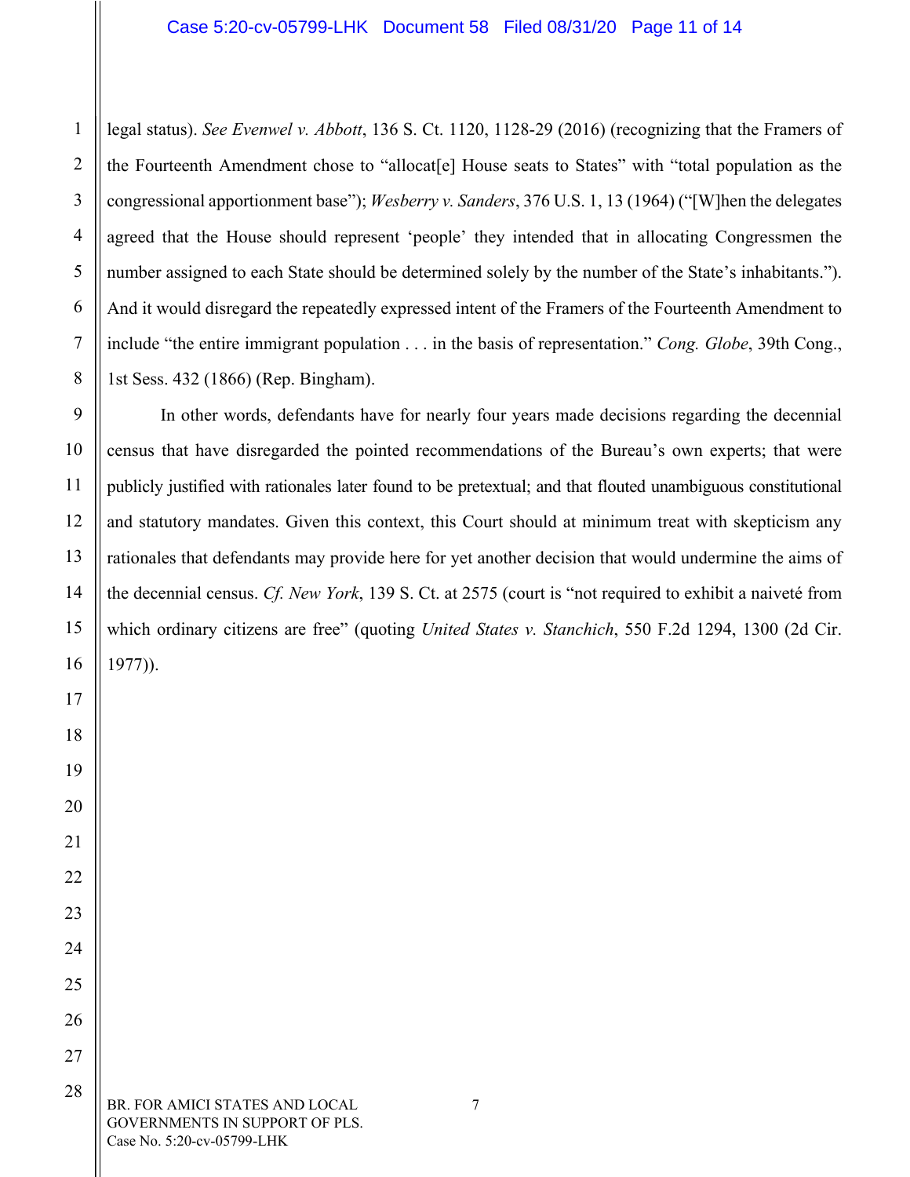legal status). *See Evenwel v. Abbott*, 136 S. Ct. 1120, 1128-29 (2016) (recognizing that the Framers of the Fourteenth Amendment chose to "allocat[e] House seats to States" with "total population as the congressional apportionment base"); *Wesberry v. Sanders*, 376 U.S. 1, 13 (1964) ("[W]hen the delegates agreed that the House should represent 'people' they intended that in allocating Congressmen the number assigned to each State should be determined solely by the number of the State's inhabitants."). And it would disregard the repeatedly expressed intent of the Framers of the Fourteenth Amendment to include "the entire immigrant population . . . in the basis of representation." *Cong. Globe*, 39th Cong., 1st Sess. 432 (1866) (Rep. Bingham).

In other words, defendants have for nearly four years made decisions regarding the decennial census that have disregarded the pointed recommendations of the Bureau's own experts; that were publicly justified with rationales later found to be pretextual; and that flouted unambiguous constitutional and statutory mandates. Given this context, this Court should at minimum treat with skepticism any rationales that defendants may provide here for yet another decision that would undermine the aims of the decennial census. *Cf. New York*, 139 S. Ct. at 2575 (court is "not required to exhibit a naiveté from which ordinary citizens are free" (quoting *United States v. Stanchich*, 550 F.2d 1294, 1300 (2d Cir. 1977)).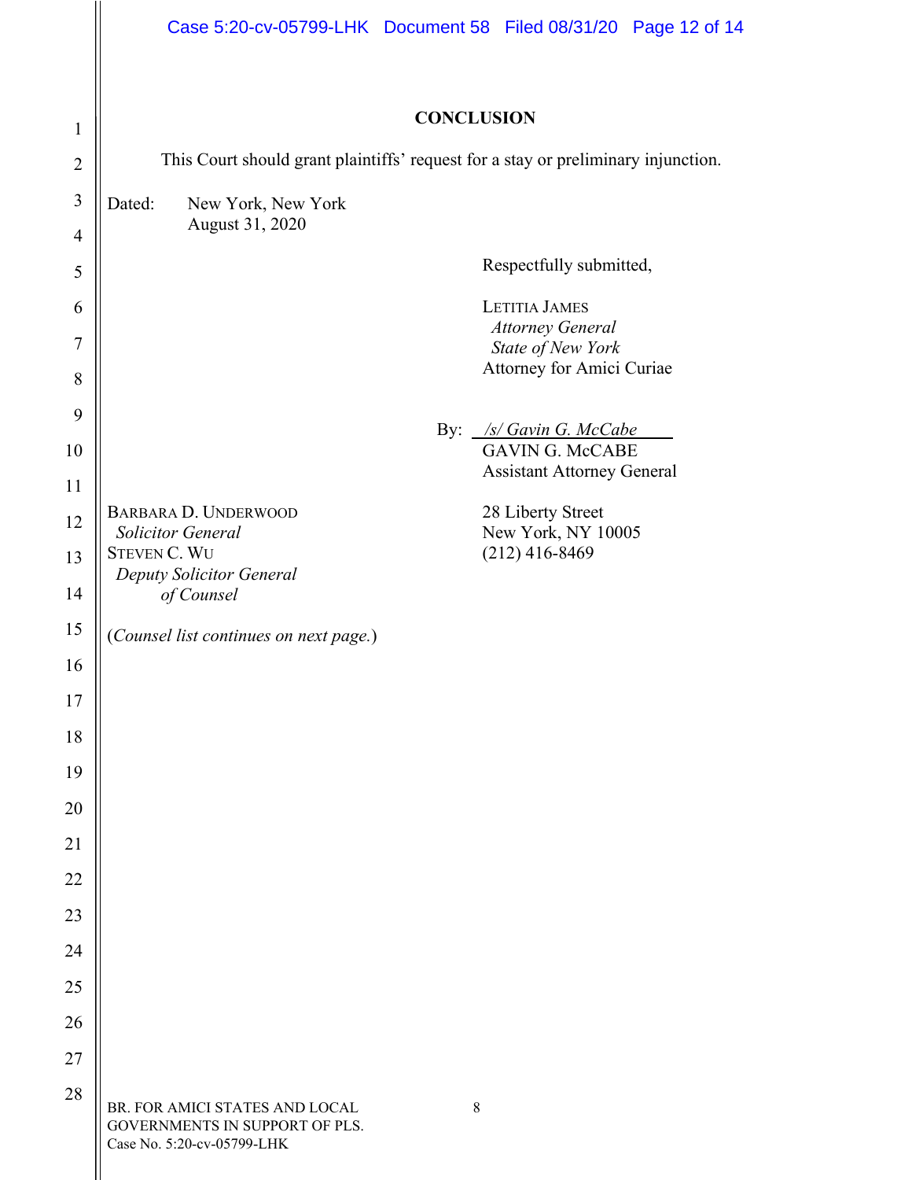## CONCLUSION

This Court should grant plaintiffs' request for a stay or preliminary injunction.

Dated: New York, New York
August 31, 2020

Respectfully submitted,

LETITIA JAMES
*Attorney General*
*State of New York*
Attorney for Amici Curiae

By: */s/ Gavin G. McCabe*
GAVIN G. McCABE
Assistant Attorney General

28 Liberty Street
New York, NY 10005
(212) 416-8469

BARBARA D. UNDERWOOD
*Solicitor General*
STEVEN C. WU
*Deputy Solicitor General*
*of Counsel*

(*Counsel list continues on next page.*)

BR. FOR AMICI STATES AND LOCAL GOVERNMENTS IN SUPPORT OF PLS.
Case No. 5:20-cv-05799-LHK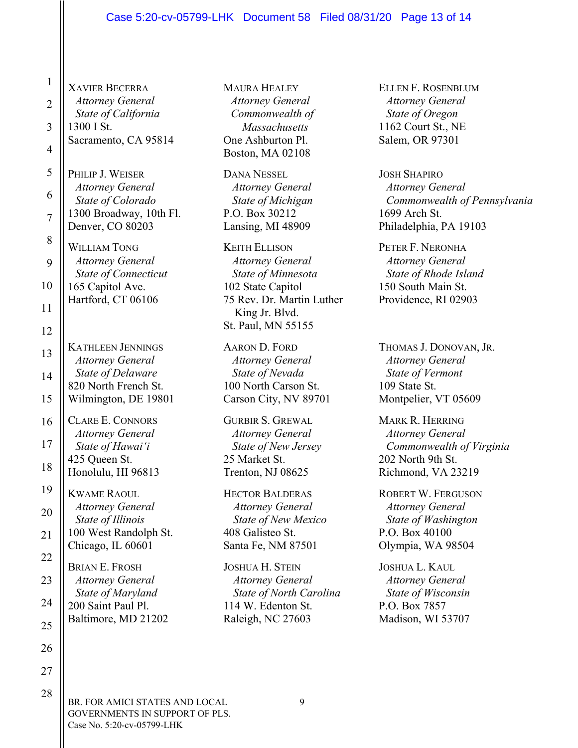XAVIER BECERRA
*Attorney General*
*State of California*
1300 I St.
Sacramento, CA 95814

MAURA HEALEY
*Attorney General*
*Commonwealth of Massachusetts*
One Ashburton Pl.
Boston, MA 02108

ELLEN F. ROSENBLUM
*Attorney General*
*State of Oregon*
1162 Court St., NE
Salem, OR 97301

PHILIP J. WEISER
*Attorney General*
*State of Colorado*
1300 Broadway, 10th Fl.
Denver, CO 80203

DANA NESSEL
*Attorney General*
*State of Michigan*
P.O. Box 30212
Lansing, MI 48909

JOSH SHAPIRO
*Attorney General*
*Commonwealth of Pennsylvania*
1699 Arch St.
Philadelphia, PA 19103

WILLIAM TONG
*Attorney General*
*State of Connecticut*
165 Capitol Ave.
Hartford, CT 06106

KEITH ELLISON
*Attorney General*
*State of Minnesota*
102 State Capitol
75 Rev. Dr. Martin Luther King Jr. Blvd.
St. Paul, MN 55155

PETER F. NERONHA
*Attorney General*
*State of Rhode Island*
150 South Main St.
Providence, RI 02903

KATHLEEN JENNINGS
*Attorney General*
*State of Delaware*
820 North French St.
Wilmington, DE 19801

AARON D. FORD
*Attorney General*
*State of Nevada*
100 North Carson St.
Carson City, NV 89701

THOMAS J. DONOVAN, JR.
*Attorney General*
*State of Vermont*
109 State St.
Montpelier, VT 05609

CLARE E. CONNORS
*Attorney General*
*State of Hawai'i*
425 Queen St.
Honolulu, HI 96813

GURBIR S. GREWAL
*Attorney General*
*State of New Jersey*
25 Market St.
Trenton, NJ 08625

MARK R. HERRING
*Attorney General*
*Commonwealth of Virginia*
202 North 9th St.
Richmond, VA 23219

KWAME RAOUL
*Attorney General*
*State of Illinois*
100 West Randolph St.
Chicago, IL 60601

HECTOR BALDERAS
*Attorney General*
*State of New Mexico*
408 Galisteo St.
Santa Fe, NM 87501

ROBERT W. FERGUSON
*Attorney General*
*State of Washington*
P.O. Box 40100
Olympia, WA 98504

BRIAN E. FROSH
*Attorney General*
*State of Maryland*
200 Saint Paul Pl.
Baltimore, MD 21202

JOSHUA H. STEIN
*Attorney General*
*State of North Carolina*
114 W. Edenton St.
Raleigh, NC 27603

JOSHUA L. KAUL
*Attorney General*
*State of Wisconsin*
P.O. Box 7857
Madison, WI 53707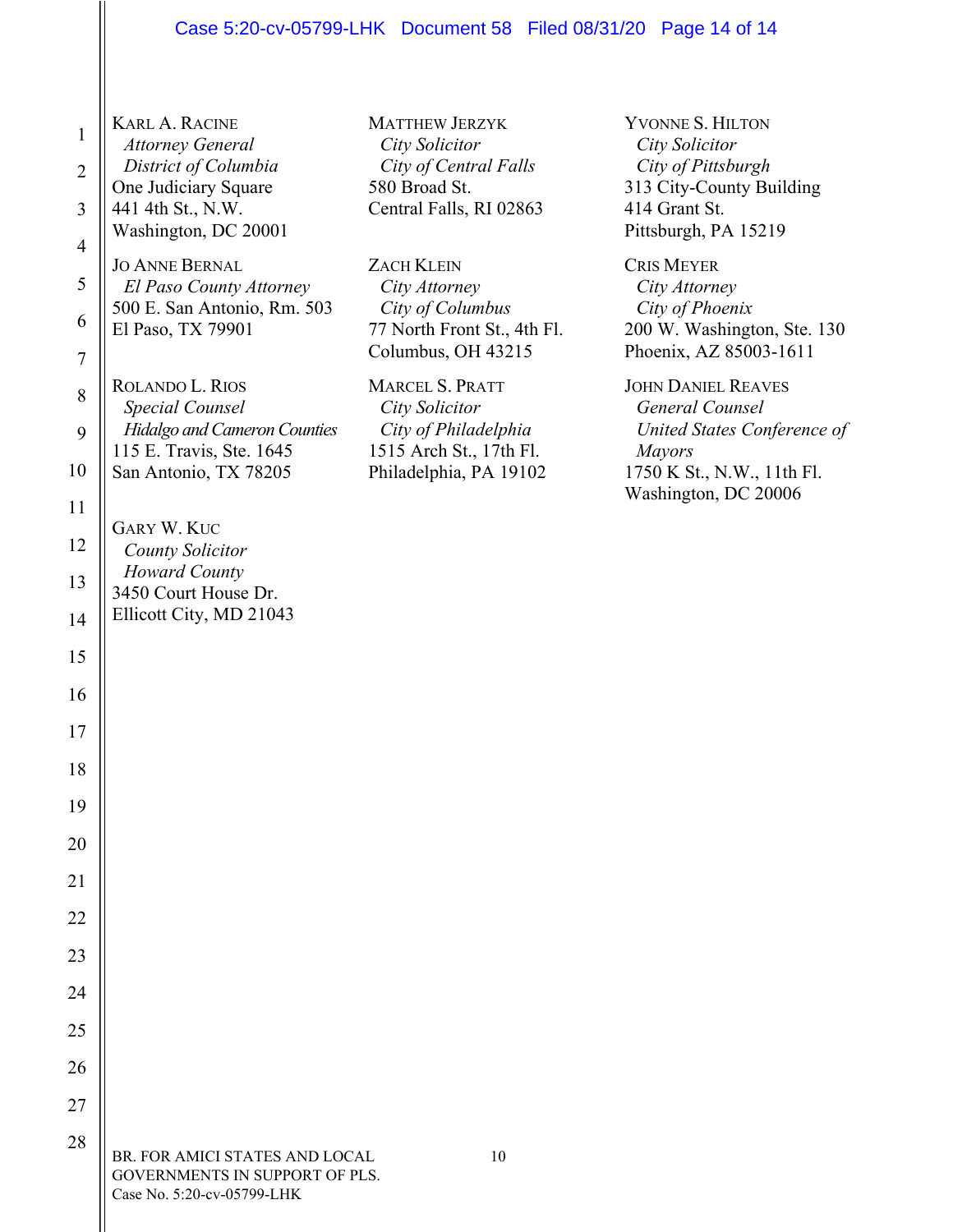KARL A. RACINE
*Attorney General*
*District of Columbia*
One Judiciary Square
441 4th St., N.W.
Washington, DC 20001

JO ANNE BERNAL
*El Paso County Attorney*
500 E. San Antonio, Rm. 503
El Paso, TX 79901

ROLANDO L. RIOS
*Special Counsel*
*Hidalgo and Cameron Counties*
115 E. Travis, Ste. 1645
San Antonio, TX 78205

GARY W. KUC
*County Solicitor*
*Howard County*
3450 Court House Dr.
Ellicott City, MD 21043

MATTHEW JERZYK
*City Solicitor*
*City of Central Falls*
580 Broad St.
Central Falls, RI 02863

ZACH KLEIN
*City Attorney*
*City of Columbus*
77 North Front St., 4th Fl.
Columbus, OH 43215

MARCEL S. PRATT
*City Solicitor*
*City of Philadelphia*
1515 Arch St., 17th Fl.
Philadelphia, PA 19102

YVONNE S. HILTON
*City Solicitor*
*City of Pittsburgh*
313 City-County Building
414 Grant St.
Pittsburgh, PA 15219

CRIS MEYER
*City Attorney*
*City of Phoenix*
200 W. Washington, Ste. 130
Phoenix, AZ 85003-1611

JOHN DANIEL REAVES
*General Counsel*
*United States Conference of Mayors*
1750 K St., N.W., 11th Fl.
Washington, DC 20006